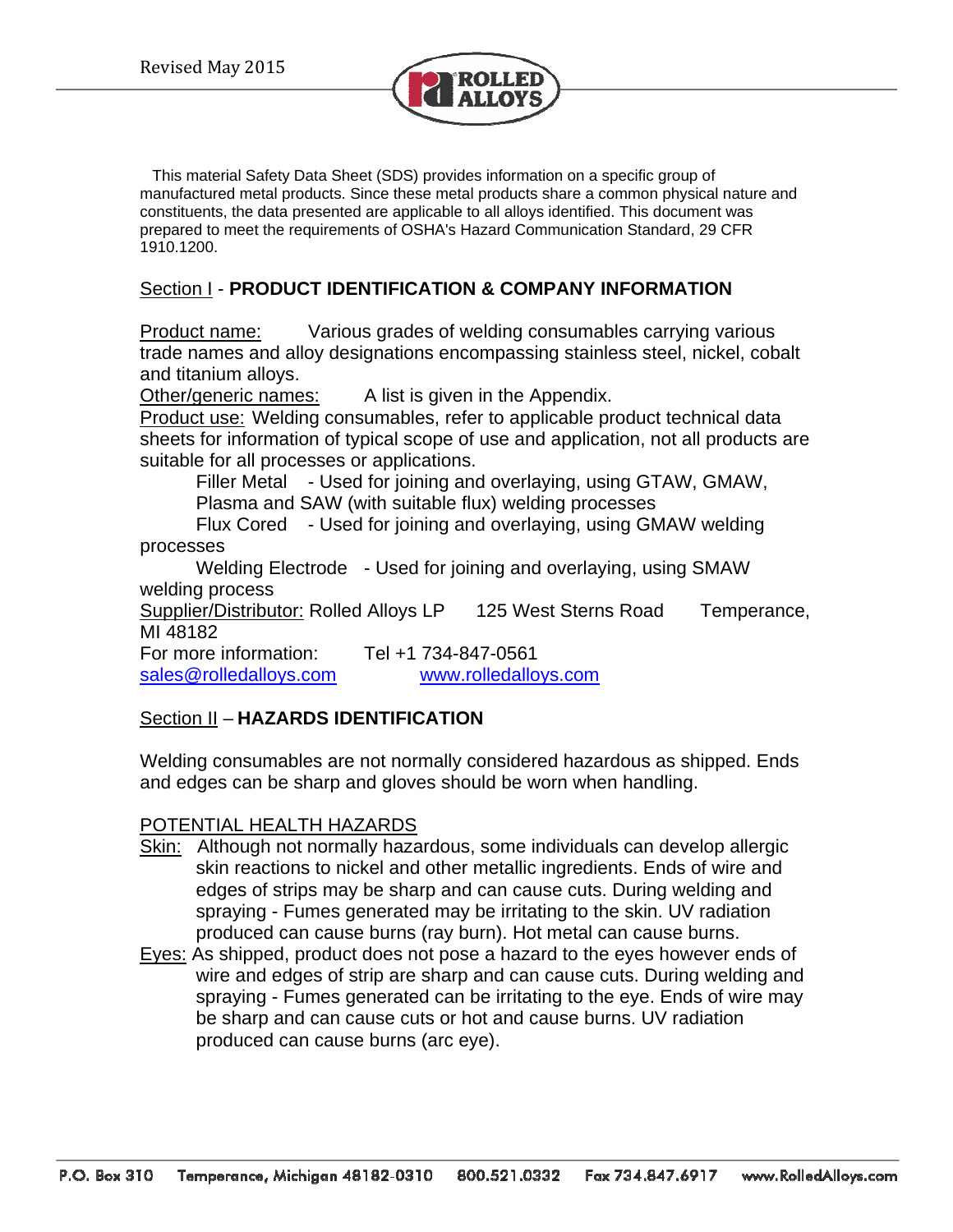Revised May 2015

This material Safety Data Sheet (SDS) provides information on a specific group of manufactured metal products. Since these metal products share a common physical nature and constituents, the data presented are applicable to all alloys identified. This document was prepared to meet the requirements of OSHA's Hazard Communication Standard, 29 CFR 1910.1200.

## Section I - PRODUCT IDENTIFICATION & COMPANY INFORMATION

Product name: Various grades of welding consumables carrying various trade names and alloy designations encompassing stainless steel, nickel, cobalt and titanium alloys.

Other/generic names: A list is given in the Appendix.

Product use: Welding consumables, refer to applicable product technical data sheets for information of typical scope of use and application, not all products are suitable for all processes or applications.

- Filler Metal - Used for joining and overlaying, using GTAW, GMAW, Plasma and SAW (with suitable flux) welding processes
- Flux Cored - Used for joining and overlaying, using GMAW welding processes
- Welding Electrode - Used for joining and overlaying, using SMAW welding process

Supplier/Distributor: Rolled Alloys LP 125 West Sterns Road Temperance, MI 48182

For more information: Tel +1 734-847-0561

sales@rolledalloys.com www.rolledalloys.com

## Section II – HAZARDS IDENTIFICATION

Welding consumables are not normally considered hazardous as shipped. Ends and edges can be sharp and gloves should be worn when handling.

### POTENTIAL HEALTH HAZARDS

Skin: Although not normally hazardous, some individuals can develop allergic skin reactions to nickel and other metallic ingredients. Ends of wire and edges of strips may be sharp and can cause cuts. During welding and spraying - Fumes generated may be irritating to the skin. UV radiation produced can cause burns (ray burn). Hot metal can cause burns.

Eyes: As shipped, product does not pose a hazard to the eyes however ends of wire and edges of strip are sharp and can cause cuts. During welding and spraying - Fumes generated can be irritating to the eye. Ends of wire may be sharp and can cause cuts or hot and cause burns. UV radiation produced can cause burns (arc eye).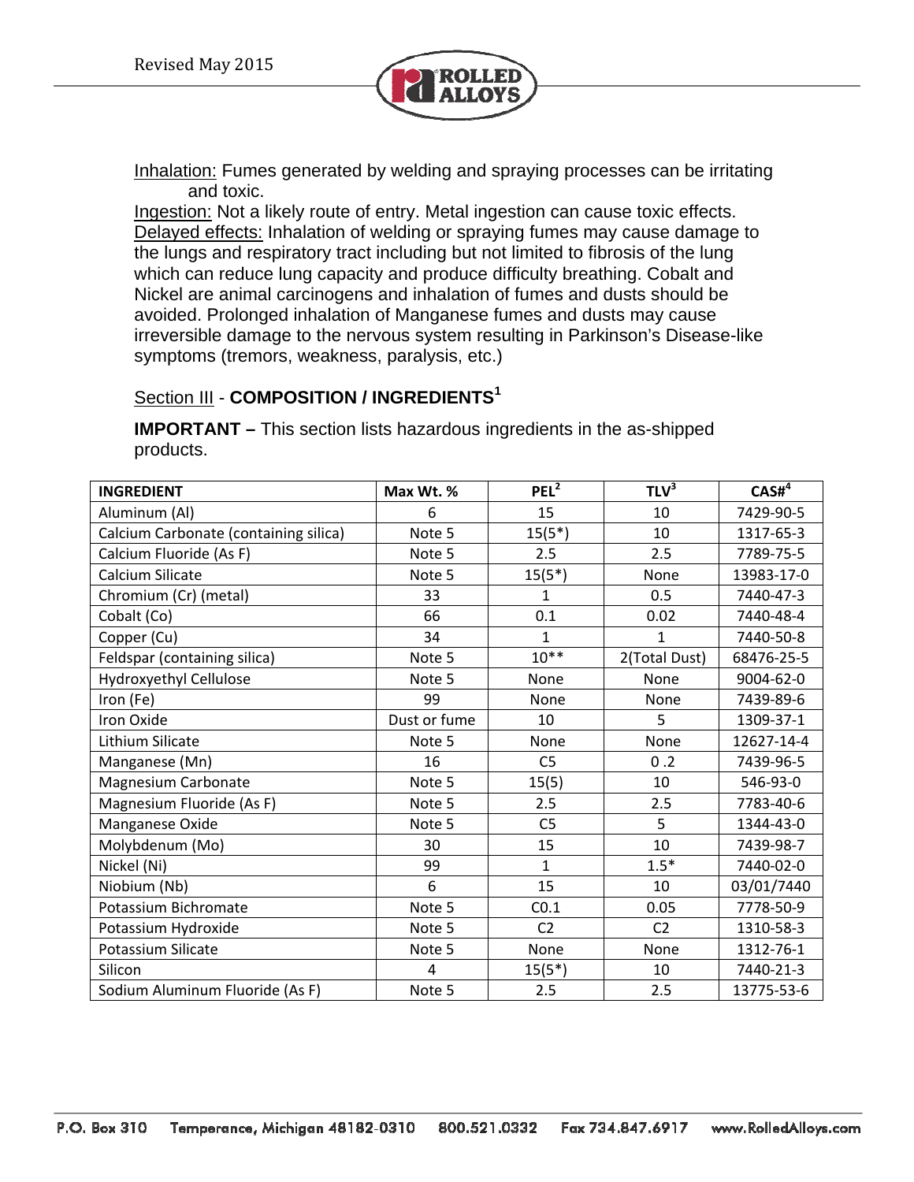Inhalation: Fumes generated by welding and spraying processes can be irritating and toxic.

Ingestion: Not a likely route of entry. Metal ingestion can cause toxic effects.

Delayed effects: Inhalation of welding or spraying fumes may cause damage to the lungs and respiratory tract including but not limited to fibrosis of the lung which can reduce lung capacity and produce difficulty breathing. Cobalt and Nickel are animal carcinogens and inhalation of fumes and dusts should be avoided. Prolonged inhalation of Manganese fumes and dusts may cause irreversible damage to the nervous system resulting in Parkinson's Disease-like symptoms (tremors, weakness, paralysis, etc.)

## Section III - **COMPOSITION / INGREDIENTS**[1]

**IMPORTANT –** This section lists hazardous ingredients in the as-shipped products.

| INGREDIENT | Max Wt. % | PEL[2] | TLV[3] | CAS#[4] |
|---|---|---|---|---|
| Aluminum (Al) | 6 | 15 | 10 | 7429-90-5 |
| Calcium Carbonate (containing silica) | Note 5 | 15(5*) | 10 | 1317-65-3 |
| Calcium Fluoride (As F) | Note 5 | 2.5 | 2.5 | 7789-75-5 |
| Calcium Silicate | Note 5 | 15(5*) | None | 13983-17-0 |
| Chromium (Cr) (metal) | 33 | 1 | 0.5 | 7440-47-3 |
| Cobalt (Co) | 66 | 0.1 | 0.02 | 7440-48-4 |
| Copper (Cu) | 34 | 1 | 1 | 7440-50-8 |
| Feldspar (containing silica) | Note 5 | 10** | 2(Total Dust) | 68476-25-5 |
| Hydroxyethyl Cellulose | Note 5 | None | None | 9004-62-0 |
| Iron (Fe) | 99 | None | None | 7439-89-6 |
| Iron Oxide | Dust or fume | 10 | 5 | 1309-37-1 |
| Lithium Silicate | Note 5 | None | None | 12627-14-4 |
| Manganese (Mn) | 16 | C5 | 0 .2 | 7439-96-5 |
| Magnesium Carbonate | Note 5 | 15(5) | 10 | 546-93-0 |
| Magnesium Fluoride (As F) | Note 5 | 2.5 | 2.5 | 7783-40-6 |
| Manganese Oxide | Note 5 | C5 | 5 | 1344-43-0 |
| Molybdenum (Mo) | 30 | 15 | 10 | 7439-98-7 |
| Nickel (Ni) | 99 | 1 | 1.5* | 7440-02-0 |
| Niobium (Nb) | 6 | 15 | 10 | 03/01/7440 |
| Potassium Bichromate | Note 5 | C0.1 | 0.05 | 7778-50-9 |
| Potassium Hydroxide | Note 5 | C2 | C2 | 1310-58-3 |
| Potassium Silicate | Note 5 | None | None | 1312-76-1 |
| Silicon | 4 | 15(5*) | 10 | 7440-21-3 |
| Sodium Aluminum Fluoride (As F) | Note 5 | 2.5 | 2.5 | 13775-53-6 |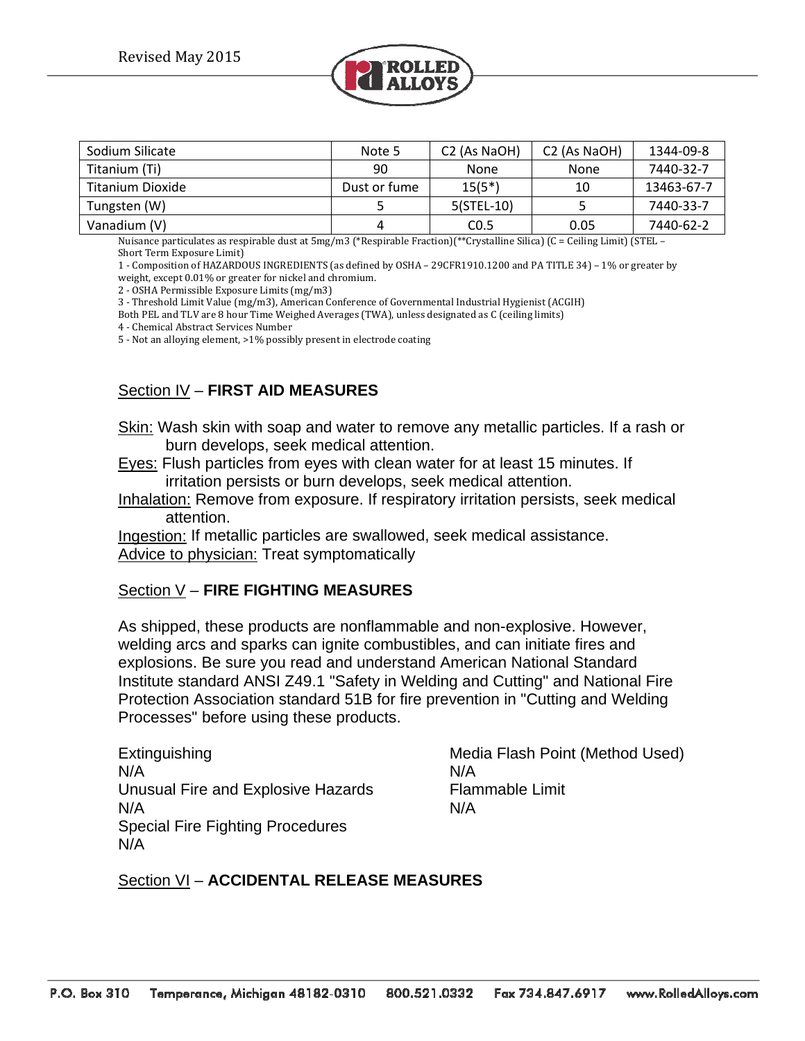| | | | | |
|---|---|---|---|---|
| Sodium Silicate | Note 5 | C2 (As NaOH) | C2 (As NaOH) | 1344-09-8 |
| Titanium (Ti) | 90 | None | None | 7440-32-7 |
| Titanium Dioxide | Dust or fume | 15(5*) | 10 | 13463-67-7 |
| Tungsten (W) | 5 | 5(STEL-10) | 5 | 7440-33-7 |
| Vanadium (V) | 4 | C0.5 | 0.05 | 7440-62-2 |

Nuisance particulates as respirable dust at 5mg/m3 (*Respirable Fraction)(**Crystalline Silica) (C = Ceiling Limit) (STEL – Short Term Exposure Limit)

1 - Composition of HAZARDOUS INGREDIENTS (as defined by OSHA – 29CFR1910.1200 and PA TITLE 34) – 1% or greater by weight, except 0.01% or greater for nickel and chromium.

2 - OSHA Permissible Exposure Limits (mg/m3)

3 - Threshold Limit Value (mg/m3), American Conference of Governmental Industrial Hygienist (ACGIH)

Both PEL and TLV are 8 hour Time Weighed Averages (TWA), unless designated as C (ceiling limits)

4 - Chemical Abstract Services Number

5 - Not an alloying element, >1% possibly present in electrode coating

## Section IV – **FIRST AID MEASURES**

Skin: Wash skin with soap and water to remove any metallic particles. If a rash or burn develops, seek medical attention.

Eyes: Flush particles from eyes with clean water for at least 15 minutes. If irritation persists or burn develops, seek medical attention.

Inhalation: Remove from exposure. If respiratory irritation persists, seek medical attention.

Ingestion: If metallic particles are swallowed, seek medical assistance.

Advice to physician: Treat symptomatically

## Section V – **FIRE FIGHTING MEASURES**

As shipped, these products are nonflammable and non-explosive. However, welding arcs and sparks can ignite combustibles, and can initiate fires and explosions. Be sure you read and understand American National Standard Institute standard ANSI Z49.1 "Safety in Welding and Cutting" and National Fire Protection Association standard 51B for fire prevention in "Cutting and Welding Processes" before using these products.

Extinguishing
N/A

Unusual Fire and Explosive Hazards
N/A

Special Fire Fighting Procedures
N/A

Media Flash Point (Method Used)
N/A

Flammable Limit
N/A

## Section VI – **ACCIDENTAL RELEASE MEASURES**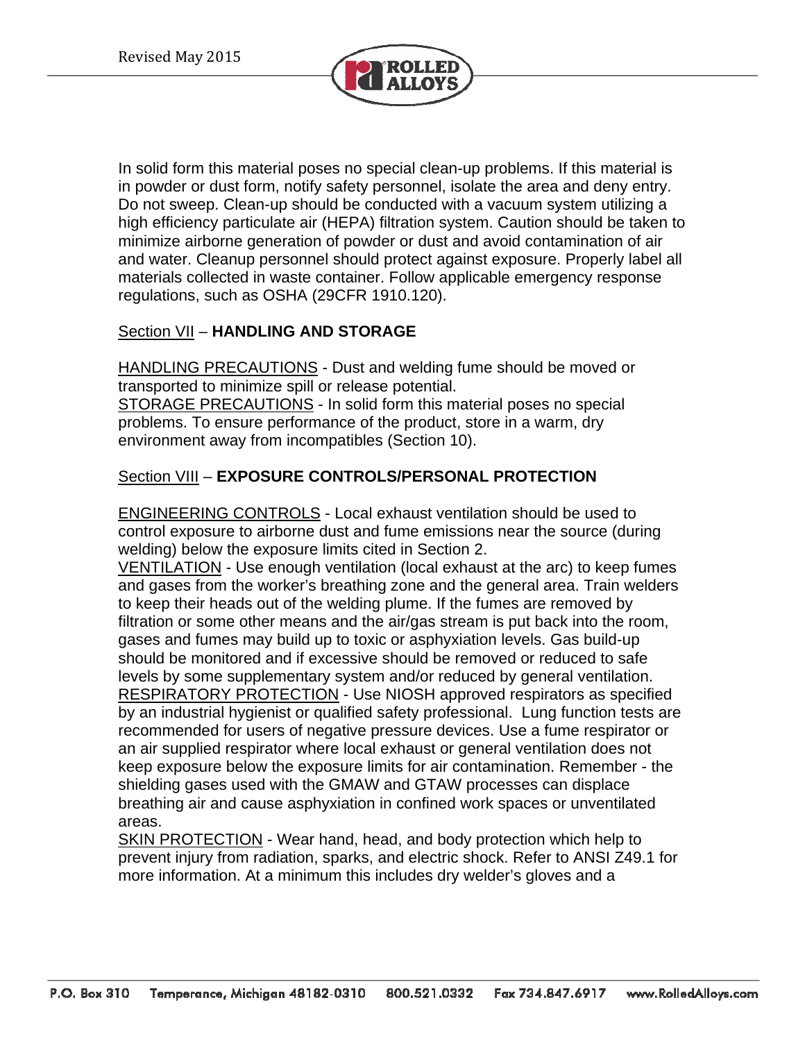In solid form this material poses no special clean-up problems. If this material is in powder or dust form, notify safety personnel, isolate the area and deny entry. Do not sweep. Clean-up should be conducted with a vacuum system utilizing a high efficiency particulate air (HEPA) filtration system. Caution should be taken to minimize airborne generation of powder or dust and avoid contamination of air and water. Cleanup personnel should protect against exposure. Properly label all materials collected in waste container. Follow applicable emergency response regulations, such as OSHA (29CFR 1910.120).

## Section VII – **HANDLING AND STORAGE**

HANDLING PRECAUTIONS - Dust and welding fume should be moved or transported to minimize spill or release potential.
STORAGE PRECAUTIONS - In solid form this material poses no special problems. To ensure performance of the product, store in a warm, dry environment away from incompatibles (Section 10).

## Section VIII – **EXPOSURE CONTROLS/PERSONAL PROTECTION**

ENGINEERING CONTROLS - Local exhaust ventilation should be used to control exposure to airborne dust and fume emissions near the source (during welding) below the exposure limits cited in Section 2.
VENTILATION - Use enough ventilation (local exhaust at the arc) to keep fumes and gases from the worker's breathing zone and the general area. Train welders to keep their heads out of the welding plume. If the fumes are removed by filtration or some other means and the air/gas stream is put back into the room, gases and fumes may build up to toxic or asphyxiation levels. Gas build-up should be monitored and if excessive should be removed or reduced to safe levels by some supplementary system and/or reduced by general ventilation.
RESPIRATORY PROTECTION - Use NIOSH approved respirators as specified by an industrial hygienist or qualified safety professional. Lung function tests are recommended for users of negative pressure devices. Use a fume respirator or an air supplied respirator where local exhaust or general ventilation does not keep exposure below the exposure limits for air contamination. Remember - the shielding gases used with the GMAW and GTAW processes can displace breathing air and cause asphyxiation in confined work spaces or unventilated areas.
SKIN PROTECTION - Wear hand, head, and body protection which help to prevent injury from radiation, sparks, and electric shock. Refer to ANSI Z49.1 for more information. At a minimum this includes dry welder's gloves and a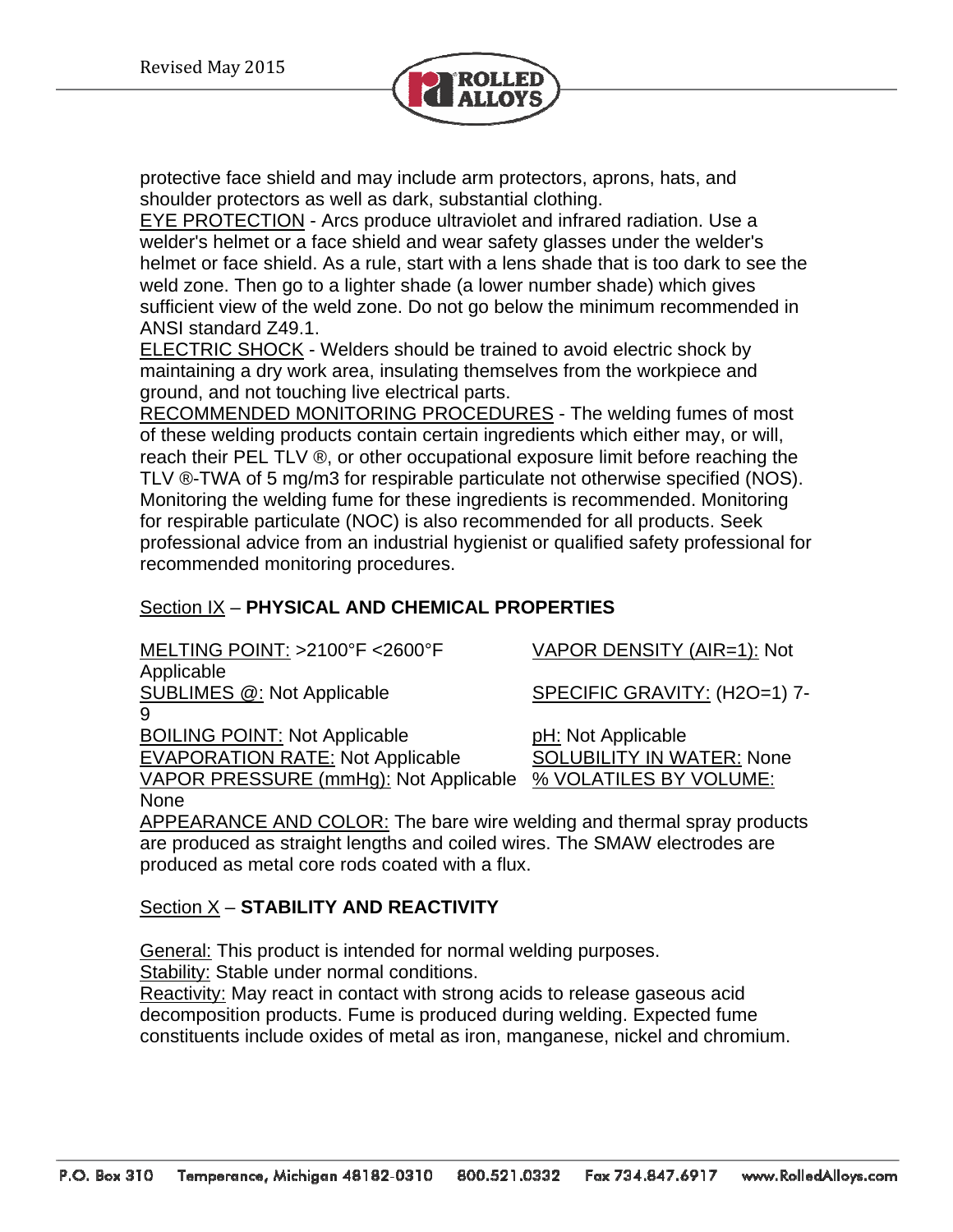protective face shield and may include arm protectors, aprons, hats, and shoulder protectors as well as dark, substantial clothing.

EYE PROTECTION - Arcs produce ultraviolet and infrared radiation. Use a welder's helmet or a face shield and wear safety glasses under the welder's helmet or face shield. As a rule, start with a lens shade that is too dark to see the weld zone. Then go to a lighter shade (a lower number shade) which gives sufficient view of the weld zone. Do not go below the minimum recommended in ANSI standard Z49.1.

ELECTRIC SHOCK - Welders should be trained to avoid electric shock by maintaining a dry work area, insulating themselves from the workpiece and ground, and not touching live electrical parts.

RECOMMENDED MONITORING PROCEDURES - The welding fumes of most of these welding products contain certain ingredients which either may, or will, reach their PEL TLV ®, or other occupational exposure limit before reaching the TLV ®-TWA of 5 mg/m3 for respirable particulate not otherwise specified (NOS). Monitoring the welding fume for these ingredients is recommended. Monitoring for respirable particulate (NOC) is also recommended for all products. Seek professional advice from an industrial hygienist or qualified safety professional for recommended monitoring procedures.

## Section IX – **PHYSICAL AND CHEMICAL PROPERTIES**

MELTING POINT: >2100°F <2600°F

SUBLIMES @: Not Applicable

BOILING POINT: Not Applicable

EVAPORATION RATE: Not Applicable

VAPOR PRESSURE (mmHg): Not Applicable

VAPOR DENSITY (AIR=1): Not Applicable

SPECIFIC GRAVITY: ($H_2O$=1) 7-9

pH: Not Applicable

SOLUBILITY IN WATER: None

% VOLATILES BY VOLUME: None

APPEARANCE AND COLOR: The bare wire welding and thermal spray products are produced as straight lengths and coiled wires. The SMAW electrodes are produced as metal core rods coated with a flux.

## Section X – **STABILITY AND REACTIVITY**

General: This product is intended for normal welding purposes.

Stability: Stable under normal conditions.

Reactivity: May react in contact with strong acids to release gaseous acid decomposition products. Fume is produced during welding. Expected fume constituents include oxides of metal as iron, manganese, nickel and chromium.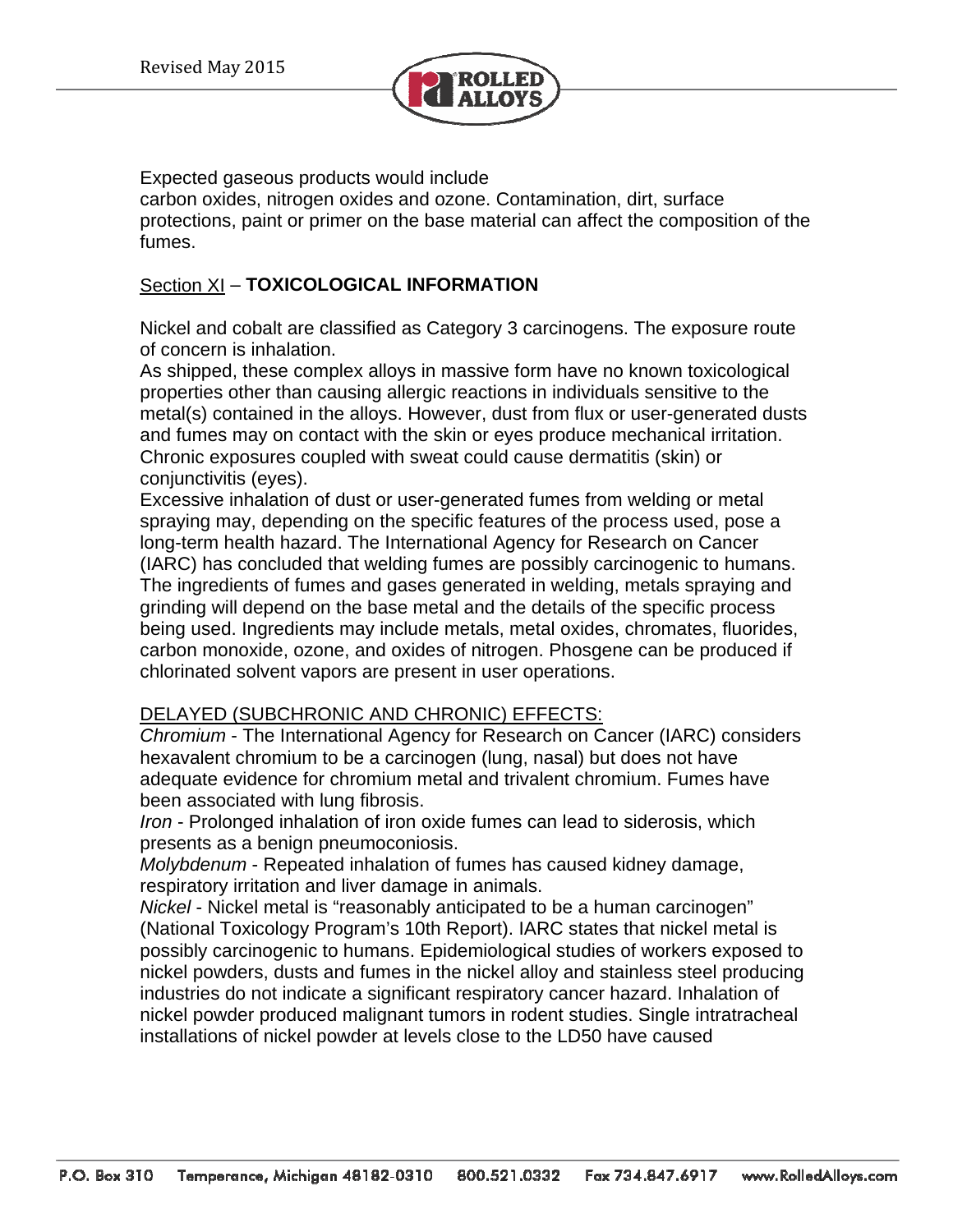Expected gaseous products would include
carbon oxides, nitrogen oxides and ozone. Contamination, dirt, surface protections, paint or primer on the base material can affect the composition of the fumes.

## Section XI – TOXICOLOGICAL INFORMATION

Nickel and cobalt are classified as Category 3 carcinogens. The exposure route of concern is inhalation.
As shipped, these complex alloys in massive form have no known toxicological properties other than causing allergic reactions in individuals sensitive to the metal(s) contained in the alloys. However, dust from flux or user-generated dusts and fumes may on contact with the skin or eyes produce mechanical irritation. Chronic exposures coupled with sweat could cause dermatitis (skin) or conjunctivitis (eyes).
Excessive inhalation of dust or user-generated fumes from welding or metal spraying may, depending on the specific features of the process used, pose a long-term health hazard. The International Agency for Research on Cancer (IARC) has concluded that welding fumes are possibly carcinogenic to humans. The ingredients of fumes and gases generated in welding, metals spraying and grinding will depend on the base metal and the details of the specific process being used. Ingredients may include metals, metal oxides, chromates, fluorides, carbon monoxide, ozone, and oxides of nitrogen. Phosgene can be produced if chlorinated solvent vapors are present in user operations.

DELAYED (SUBCHRONIC AND CHRONIC) EFFECTS:
*Chromium* - The International Agency for Research on Cancer (IARC) considers hexavalent chromium to be a carcinogen (lung, nasal) but does not have adequate evidence for chromium metal and trivalent chromium. Fumes have been associated with lung fibrosis.
*Iron* - Prolonged inhalation of iron oxide fumes can lead to siderosis, which presents as a benign pneumoconiosis.
*Molybdenum* - Repeated inhalation of fumes has caused kidney damage, respiratory irritation and liver damage in animals.
*Nickel* - Nickel metal is "reasonably anticipated to be a human carcinogen" (National Toxicology Program's 10th Report). IARC states that nickel metal is possibly carcinogenic to humans. Epidemiological studies of workers exposed to nickel powders, dusts and fumes in the nickel alloy and stainless steel producing industries do not indicate a significant respiratory cancer hazard. Inhalation of nickel powder produced malignant tumors in rodent studies. Single intratracheal installations of nickel powder at levels close to the LD50 have caused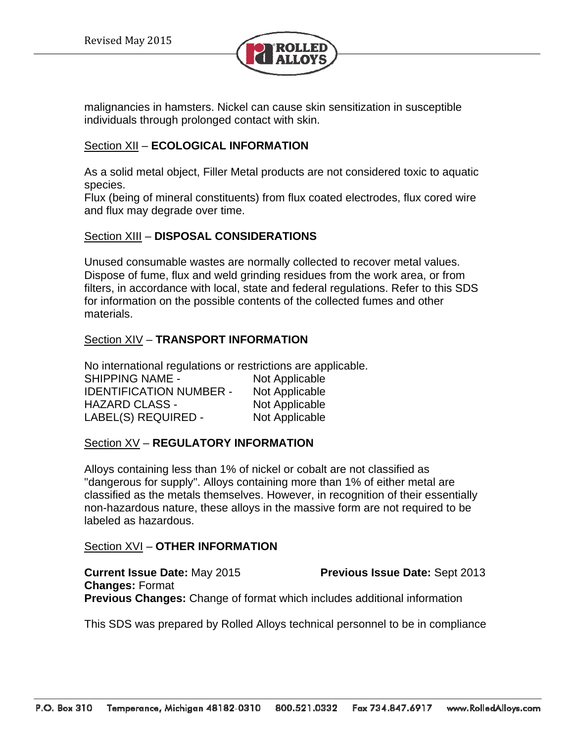malignancies in hamsters. Nickel can cause skin sensitization in susceptible individuals through prolonged contact with skin.

## Section XII – ECOLOGICAL INFORMATION

As a solid metal object, Filler Metal products are not considered toxic to aquatic species.
Flux (being of mineral constituents) from flux coated electrodes, flux cored wire and flux may degrade over time.

## Section XIII – DISPOSAL CONSIDERATIONS

Unused consumable wastes are normally collected to recover metal values. Dispose of fume, flux and weld grinding residues from the work area, or from filters, in accordance with local, state and federal regulations. Refer to this SDS for information on the possible contents of the collected fumes and other materials.

## Section XIV – TRANSPORT INFORMATION

No international regulations or restrictions are applicable.

| | |
|---|---|
| SHIPPING NAME - | Not Applicable |
| IDENTIFICATION NUMBER - | Not Applicable |
| HAZARD CLASS - | Not Applicable |
| LABEL(S) REQUIRED - | Not Applicable |

## Section XV – REGULATORY INFORMATION

Alloys containing less than 1% of nickel or cobalt are not classified as "dangerous for supply". Alloys containing more than 1% of either metal are classified as the metals themselves. However, in recognition of their essentially non-hazardous nature, these alloys in the massive form are not required to be labeled as hazardous.

## Section XVI – OTHER INFORMATION

**Current Issue Date:** May 2015 **Previous Issue Date:** Sept 2013
**Changes:** Format
**Previous Changes:** Change of format which includes additional information

This SDS was prepared by Rolled Alloys technical personnel to be in compliance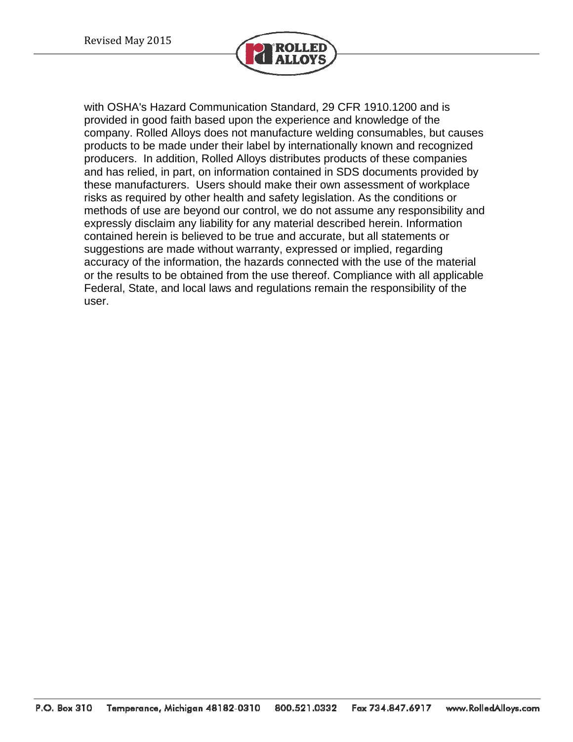with OSHA's Hazard Communication Standard, 29 CFR 1910.1200 and is provided in good faith based upon the experience and knowledge of the company. Rolled Alloys does not manufacture welding consumables, but causes products to be made under their label by internationally known and recognized producers. In addition, Rolled Alloys distributes products of these companies and has relied, in part, on information contained in SDS documents provided by these manufacturers. Users should make their own assessment of workplace risks as required by other health and safety legislation. As the conditions or methods of use are beyond our control, we do not assume any responsibility and expressly disclaim any liability for any material described herein. Information contained herein is believed to be true and accurate, but all statements or suggestions are made without warranty, expressed or implied, regarding accuracy of the information, the hazards connected with the use of the material or the results to be obtained from the use thereof. Compliance with all applicable Federal, State, and local laws and regulations remain the responsibility of the user.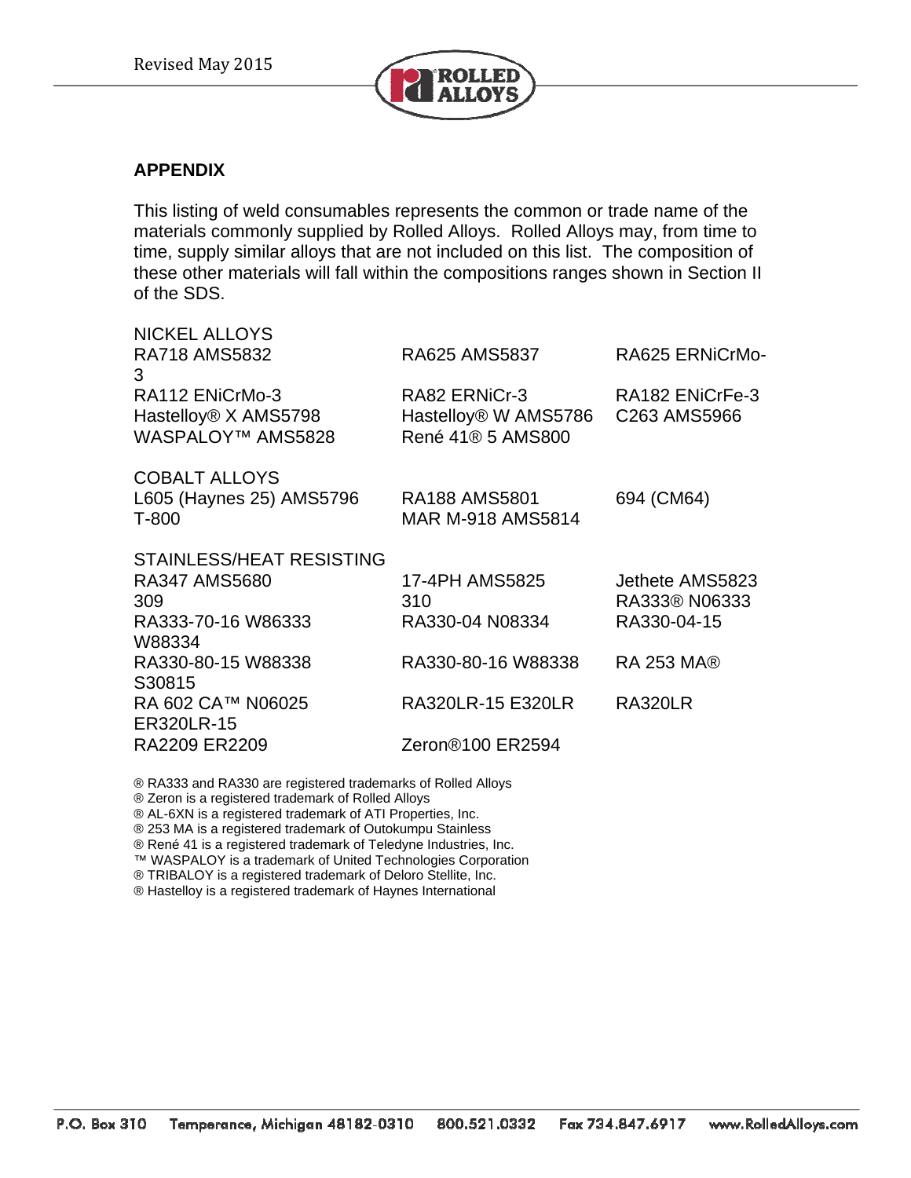## APPENDIX

This listing of weld consumables represents the common or trade name of the materials commonly supplied by Rolled Alloys. Rolled Alloys may, from time to time, supply similar alloys that are not included on this list. The composition of these other materials will fall within the compositions ranges shown in Section II of the SDS.

| | | |
|---|---|---|
| NICKEL ALLOYS | | |
| RA718 AMS5832 | RA625 AMS5837 | RA625 ERNiCrMo-3 |
| RA112 ENiCrMo-3 | RA82 ERNiCr-3 | RA182 ENiCrFe-3 |
| Hastelloy® X AMS5798 | Hastelloy® W AMS5786 | C263 AMS5966 |
| WASPALOY™ AMS5828 | René 41® 5 AMS800 | |
| COBALT ALLOYS | | |
| L605 (Haynes 25) AMS5796 | RA188 AMS5801 | 694 (CM64) |
| T-800 | MAR M-918 AMS5814 | |
| STAINLESS/HEAT RESISTING | | |
| RA347 AMS5680 | 17-4PH AMS5825 | Jethete AMS5823 |
| 309 | 310 | RA333® N06333 |
| RA333-70-16 W86333 | RA330-04 N08334 | RA330-04-15 W88334 |
| RA330-80-15 W88338 | RA330-80-16 W88338 | RA 253 MA® S30815 |
| RA 602 CA™ N06025 | RA320LR-15 E320LR | RA320LR ER320LR-15 |
| RA2209 ER2209 | Zeron®100 ER2594 | |

® RA333 and RA330 are registered trademarks of Rolled Alloys
® Zeron is a registered trademark of Rolled Alloys
® AL-6XN is a registered trademark of ATI Properties, Inc.
® 253 MA is a registered trademark of Outokumpu Stainless
® René 41 is a registered trademark of Teledyne Industries, Inc.
™ WASPALOY is a trademark of United Technologies Corporation
® TRIBALOY is a registered trademark of Deloro Stellite, Inc.
® Hastelloy is a registered trademark of Haynes International